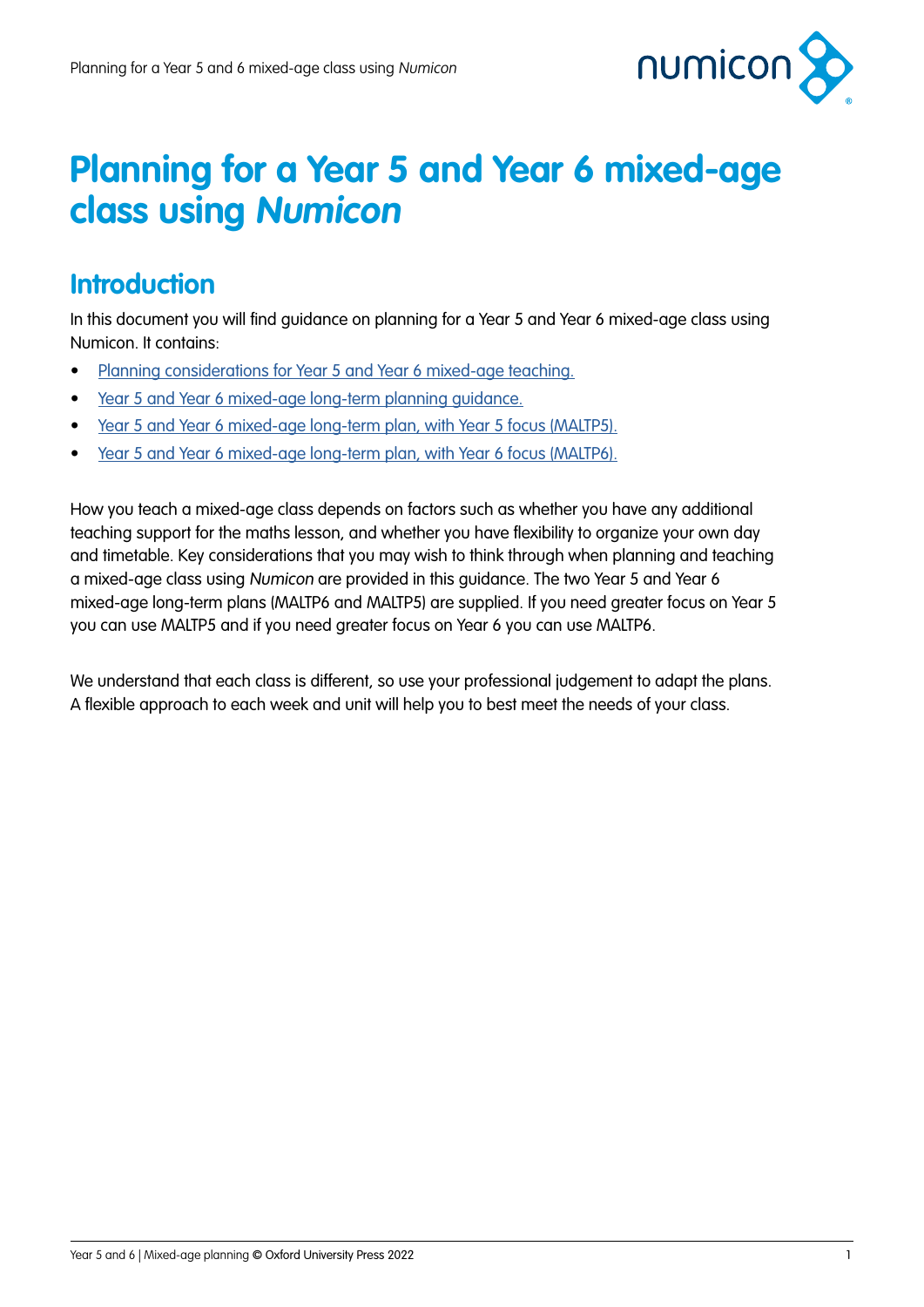# Planning for a Year 5 and Year 6 mixed-age class using *Numicon*

## Introduction

In this document you will find guidance on planning for a Year 5 and Year 6 mixed-age class using Numicon. It contains:

- Planning considerations for Year 5 and Year 6 mixed-age teaching.
- Year 5 and Year 6 mixed-age long-term planning guidance.
- Year 5 and Year 6 mixed-age long-term plan, with Year 5 focus (MALTP5).
- Year 5 and Year 6 mixed-age long-term plan, with Year 6 focus (MALTP6).

How you teach a mixed-age class depends on factors such as whether you have any additional teaching support for the maths lesson, and whether you have flexibility to organize your own day and timetable. Key considerations that you may wish to think through when planning and teaching a mixed-age class using *Numicon* are provided in this guidance. The two Year 5 and Year 6 mixed-age long-term plans (MALTP6 and MALTP5) are supplied. If you need greater focus on Year 5 you can use MALTP5 and if you need greater focus on Year 6 you can use MALTP6.

We understand that each class is different, so use your professional judgement to adapt the plans. A flexible approach to each week and unit will help you to best meet the needs of your class.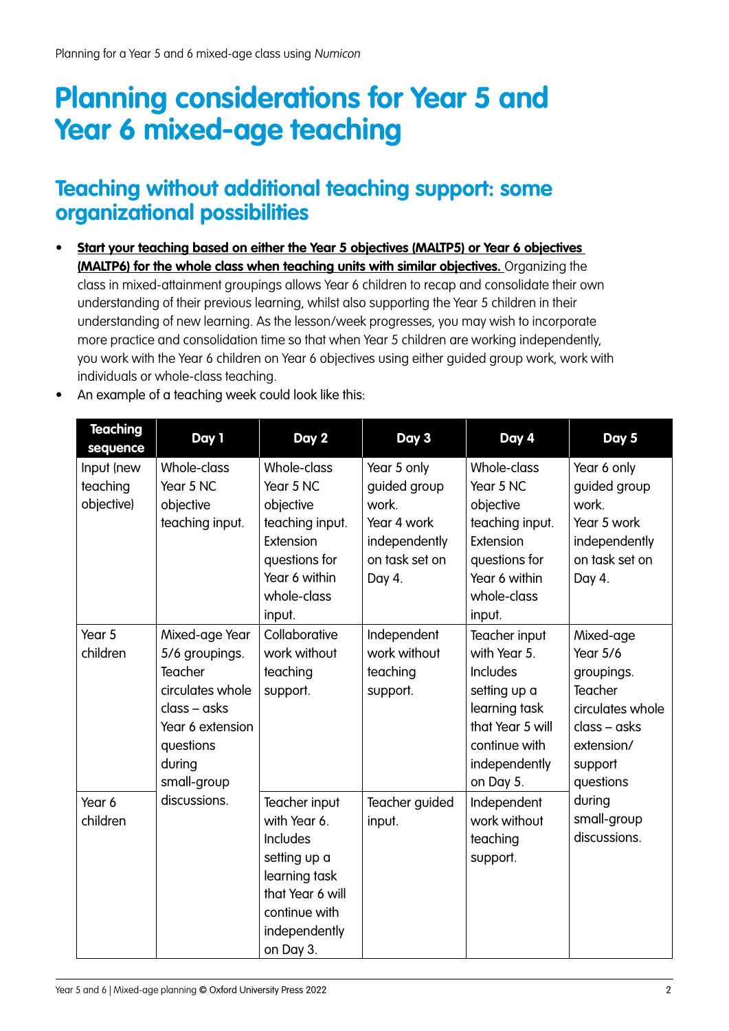# Planning considerations for Year 5 and Year 6 mixed-age teaching

## Teaching without additional teaching support: some organizational possibilities

- **Start your teaching based on either the Year 5 objectives (MALTP5) or Year 6 objectives (MALTP6) for the whole class when teaching units with similar objectives.** Organizing the class in mixed-attainment groupings allows Year 6 children to recap and consolidate their own understanding of their previous learning, whilst also supporting the Year 5 children in their understanding of new learning. As the lesson/week progresses, you may wish to incorporate more practice and consolidation time so that when Year 5 children are working independently, you work with the Year 6 children on Year 6 objectives using either guided group work, work with individuals or whole-class teaching.
- An example of a teaching week could look like this:

| Teaching sequence | Day 1 | Day 2 | Day 3 | Day 4 | Day 5 |
|---|---|---|---|---|---|
| Input (new teaching objective) | Whole-class Year 5 NC objective teaching input. | Whole-class Year 5 NC objective teaching input. Extension questions for Year 6 within whole-class input. | Year 5 only guided group work. Year 4 work independently on task set on Day 4. | Whole-class Year 5 NC objective teaching input. Extension questions for Year 6 within whole-class input. | Year 6 only guided group work. Year 5 work independently on task set on Day 4. |
| Year 5 children | Mixed-age Year 5/6 groupings. Teacher circulates whole class – asks Year 6 extension questions during small-group discussions. | Collaborative work without teaching support. | Independent work without teaching support. | Teacher input with Year 5. Includes setting up a learning task that Year 5 will continue with independently on Day 5. | Mixed-age Year 5/6 groupings. Teacher circulates whole class – asks extension/ support questions during small-group discussions. |
| Year 6 children | | Teacher input with Year 6. Includes setting up a learning task that Year 6 will continue with independently on Day 3. | Teacher guided input. | Independent work without teaching support. | |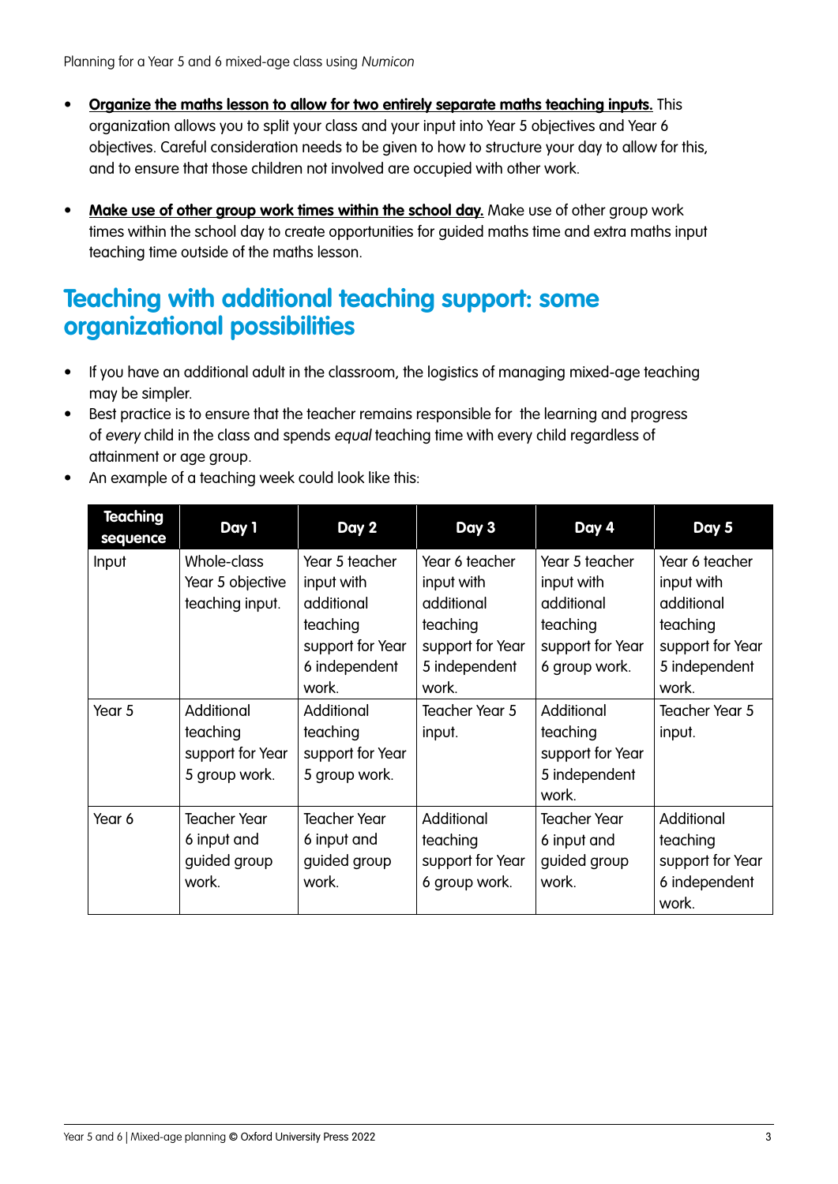- **Organize the maths lesson to allow for two entirely separate maths teaching inputs.** This organization allows you to split your class and your input into Year 5 objectives and Year 6 objectives. Careful consideration needs to be given to how to structure your day to allow for this, and to ensure that those children not involved are occupied with other work.

- **Make use of other group work times within the school day.** Make use of other group work times within the school day to create opportunities for guided maths time and extra maths input teaching time outside of the maths lesson.

## Teaching with additional teaching support: some organizational possibilities

- If you have an additional adult in the classroom, the logistics of managing mixed-age teaching may be simpler.
- Best practice is to ensure that the teacher remains responsible for the learning and progress of *every* child in the class and spends *equal* teaching time with every child regardless of attainment or age group.
- An example of a teaching week could look like this:

| Teaching sequence | Day 1 | Day 2 | Day 3 | Day 4 | Day 5 |
|---|---|---|---|---|---|
| Input | Whole-class Year 5 objective teaching input. | Year 5 teacher input with additional teaching support for Year 6 independent work. | Year 6 teacher input with additional teaching support for Year 5 independent work. | Year 5 teacher input with additional teaching support for Year 6 group work. | Year 6 teacher input with additional teaching support for Year 5 independent work. |
| Year 5 | Additional teaching support for Year 5 group work. | Additional teaching support for Year 5 group work. | Teacher Year 5 input. | Additional teaching support for Year 5 independent work. | Teacher Year 5 input. |
| Year 6 | Teacher Year 6 input and guided group work. | Teacher Year 6 input and guided group work. | Additional teaching support for Year 6 group work. | Teacher Year 6 input and guided group work. | Additional teaching support for Year 6 independent work. |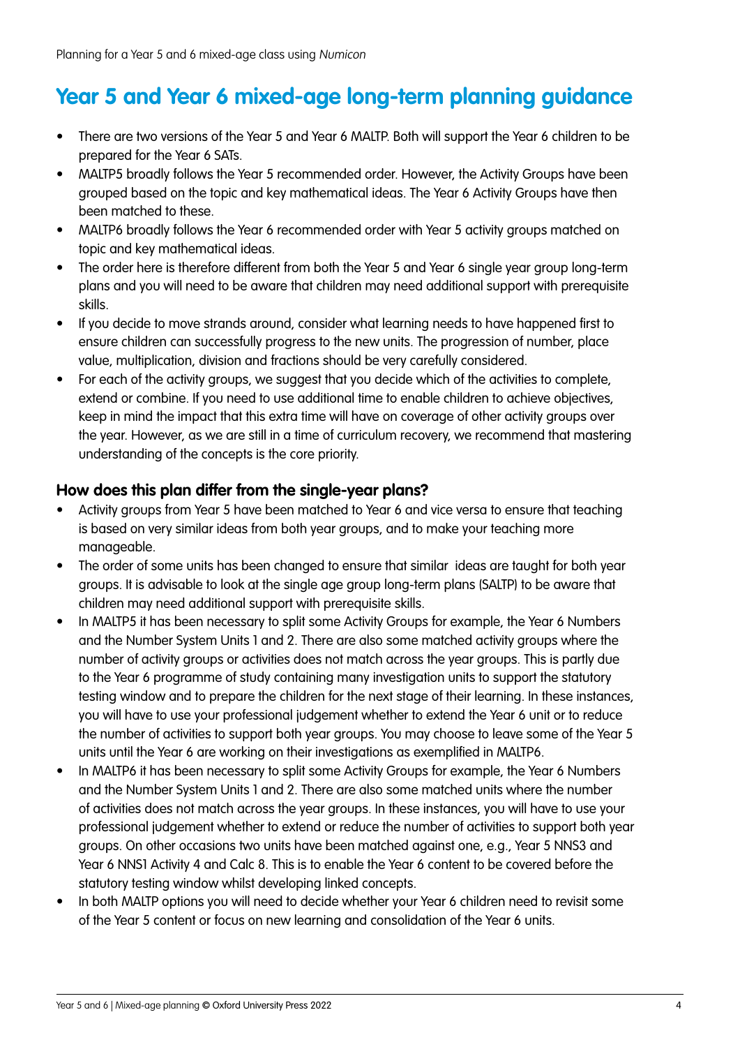# Year 5 and Year 6 mixed-age long-term planning guidance

- There are two versions of the Year 5 and Year 6 MALTP. Both will support the Year 6 children to be prepared for the Year 6 SATs.
- MALTP5 broadly follows the Year 5 recommended order. However, the Activity Groups have been grouped based on the topic and key mathematical ideas. The Year 6 Activity Groups have then been matched to these.
- MALTP6 broadly follows the Year 6 recommended order with Year 5 activity groups matched on topic and key mathematical ideas.
- The order here is therefore different from both the Year 5 and Year 6 single year group long-term plans and you will need to be aware that children may need additional support with prerequisite skills.
- If you decide to move strands around, consider what learning needs to have happened first to ensure children can successfully progress to the new units. The progression of number, place value, multiplication, division and fractions should be very carefully considered.
- For each of the activity groups, we suggest that you decide which of the activities to complete, extend or combine. If you need to use additional time to enable children to achieve objectives, keep in mind the impact that this extra time will have on coverage of other activity groups over the year. However, as we are still in a time of curriculum recovery, we recommend that mastering understanding of the concepts is the core priority.

### How does this plan differ from the single-year plans?

- Activity groups from Year 5 have been matched to Year 6 and vice versa to ensure that teaching is based on very similar ideas from both year groups, and to make your teaching more manageable.
- The order of some units has been changed to ensure that similar ideas are taught for both year groups. It is advisable to look at the single age group long-term plans (SALTP) to be aware that children may need additional support with prerequisite skills.
- In MALTP5 it has been necessary to split some Activity Groups for example, the Year 6 Numbers and the Number System Units 1 and 2. There are also some matched activity groups where the number of activity groups or activities does not match across the year groups. This is partly due to the Year 6 programme of study containing many investigation units to support the statutory testing window and to prepare the children for the next stage of their learning. In these instances, you will have to use your professional judgement whether to extend the Year 6 unit or to reduce the number of activities to support both year groups. You may choose to leave some of the Year 5 units until the Year 6 are working on their investigations as exemplified in MALTP6.
- In MALTP6 it has been necessary to split some Activity Groups for example, the Year 6 Numbers and the Number System Units 1 and 2. There are also some matched units where the number of activities does not match across the year groups. In these instances, you will have to use your professional judgement whether to extend or reduce the number of activities to support both year groups. On other occasions two units have been matched against one, e.g., Year 5 NNS3 and Year 6 NNS1 Activity 4 and Calc 8. This is to enable the Year 6 content to be covered before the statutory testing window whilst developing linked concepts.
- In both MALTP options you will need to decide whether your Year 6 children need to revisit some of the Year 5 content or focus on new learning and consolidation of the Year 6 units.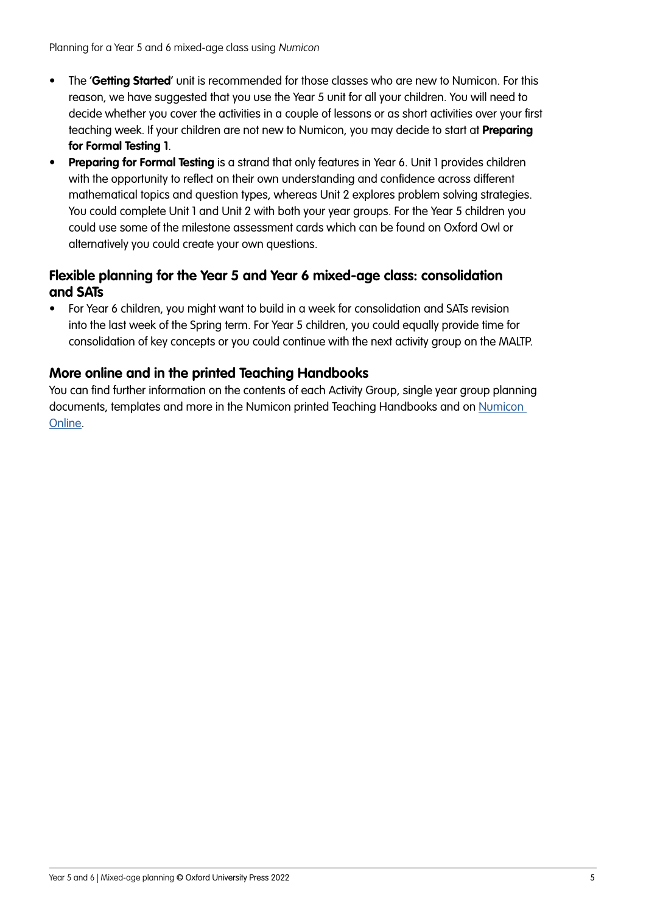- The '**Getting Started**' unit is recommended for those classes who are new to Numicon. For this reason, we have suggested that you use the Year 5 unit for all your children. You will need to decide whether you cover the activities in a couple of lessons or as short activities over your first teaching week. If your children are not new to Numicon, you may decide to start at **Preparing for Formal Testing 1**.
- **Preparing for Formal Testing** is a strand that only features in Year 6. Unit 1 provides children with the opportunity to reflect on their own understanding and confidence across different mathematical topics and question types, whereas Unit 2 explores problem solving strategies. You could complete Unit 1 and Unit 2 with both your year groups. For the Year 5 children you could use some of the milestone assessment cards which can be found on Oxford Owl or alternatively you could create your own questions.

## Flexible planning for the Year 5 and Year 6 mixed-age class: consolidation and SATs

- For Year 6 children, you might want to build in a week for consolidation and SATs revision into the last week of the Spring term. For Year 5 children, you could equally provide time for consolidation of key concepts or you could continue with the next activity group on the MALTP.

## More online and in the printed Teaching Handbooks

You can find further information on the contents of each Activity Group, single year group planning documents, templates and more in the Numicon printed Teaching Handbooks and on Numicon Online.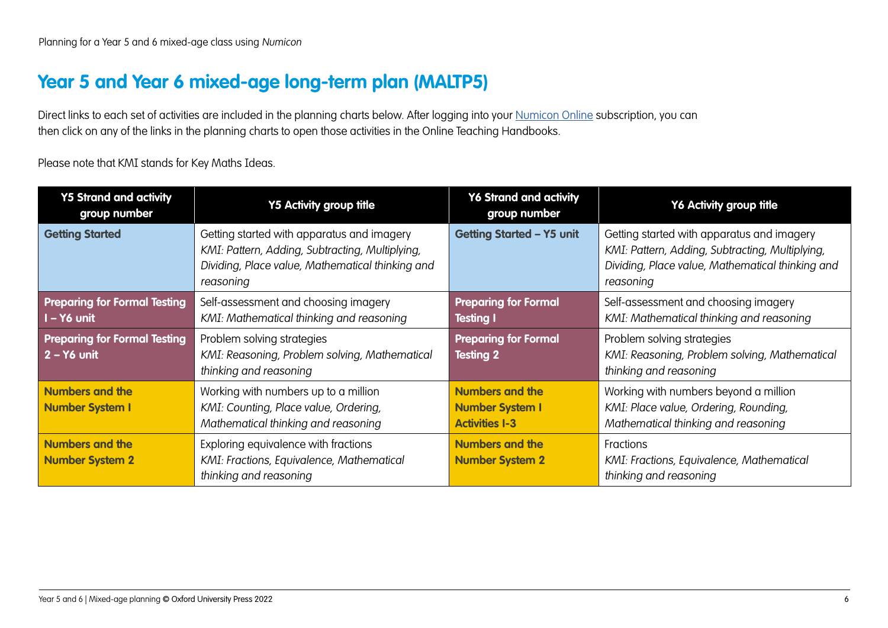## Year 5 and Year 6 mixed-age long-term plan (MALTP5)

Direct links to each set of activities are included in the planning charts below. After logging into your Numicon Online subscription, you can then click on any of the links in the planning charts to open those activities in the Online Teaching Handbooks.

Please note that KMI stands for Key Maths Ideas.

| Y5 Strand and activity group number | Y5 Activity group title | Y6 Strand and activity group number | Y6 Activity group title |
|---|---|---|---|
| **Getting Started** | Getting started with apparatus and imagery<br>*KMI: Pattern, Adding, Subtracting, Multiplying, Dividing, Place value, Mathematical thinking and reasoning* | **Getting Started – Y5 unit** | Getting started with apparatus and imagery<br>*KMI: Pattern, Adding, Subtracting, Multiplying, Dividing, Place value, Mathematical thinking and reasoning* |
| **Preparing for Formal Testing 1 – Y6 unit** | Self-assessment and choosing imagery<br>*KMI: Mathematical thinking and reasoning* | **Preparing for Formal Testing 1** | Self-assessment and choosing imagery<br>*KMI: Mathematical thinking and reasoning* |
| **Preparing for Formal Testing 2 – Y6 unit** | Problem solving strategies<br>*KMI: Reasoning, Problem solving, Mathematical thinking and reasoning* | **Preparing for Formal Testing 2** | Problem solving strategies<br>*KMI: Reasoning, Problem solving, Mathematical thinking and reasoning* |
| **Numbers and the Number System 1** | Working with numbers up to a million<br>*KMI: Counting, Place value, Ordering, Mathematical thinking and reasoning* | **Numbers and the Number System 1 Activities 1-3** | Working with numbers beyond a million<br>*KMI: Place value, Ordering, Rounding, Mathematical thinking and reasoning* |
| **Numbers and the Number System 2** | Exploring equivalence with fractions<br>*KMI: Fractions, Equivalence, Mathematical thinking and reasoning* | **Numbers and the Number System 2** | Fractions<br>*KMI: Fractions, Equivalence, Mathematical thinking and reasoning* |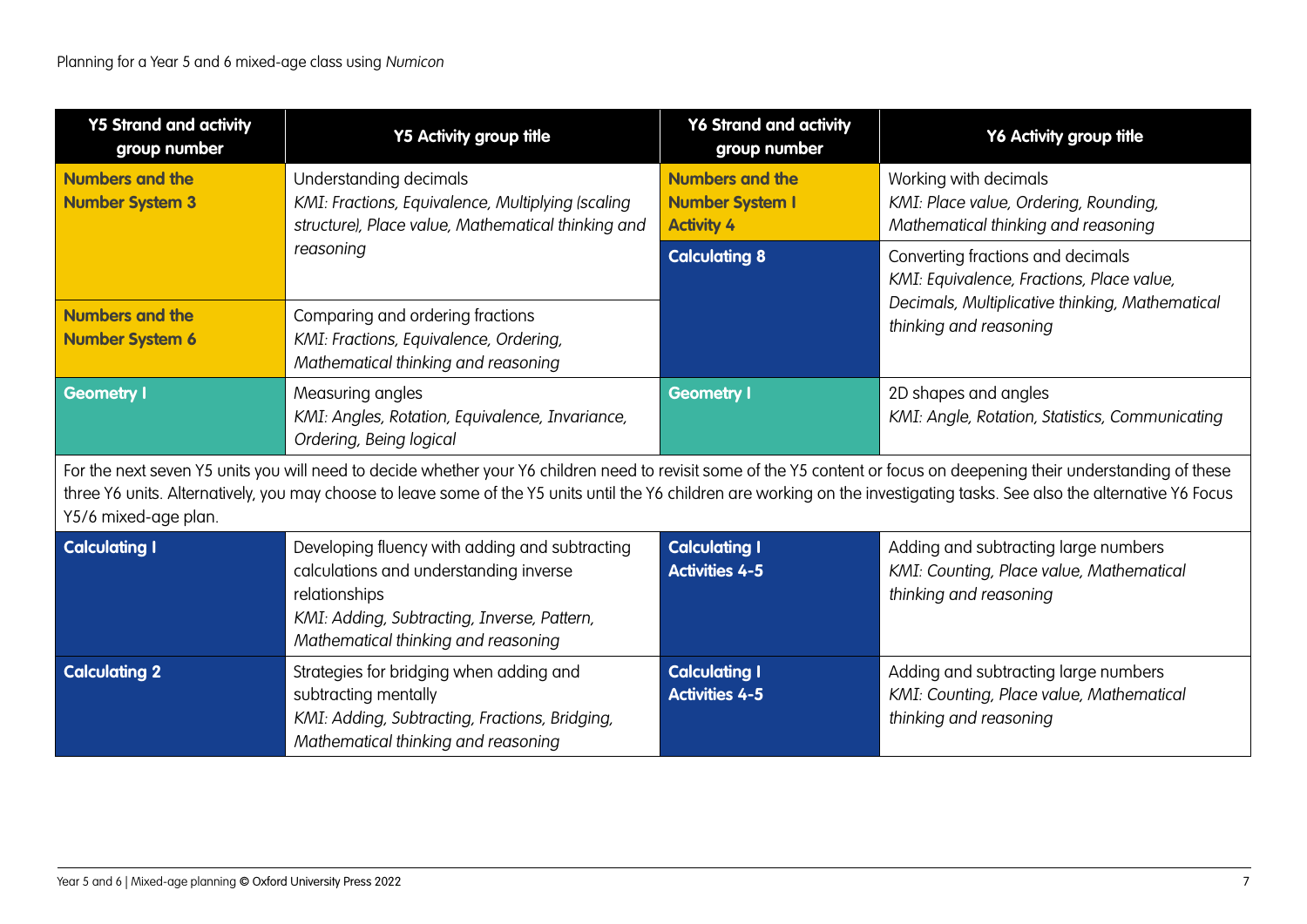| Y5 Strand and activity group number | Y5 Activity group title | Y6 Strand and activity group number | Y6 Activity group title |
|---|---|---|---|
| **Numbers and the Number System 3** | Understanding decimals<br>*KMI: Fractions, Equivalence, Multiplying (scaling structure), Place value, Mathematical thinking and reasoning* | **Numbers and the Number System 1 Activity 4** | Working with decimals<br>*KMI: Place value, Ordering, Rounding, Mathematical thinking and reasoning* |
| | | **Calculating 8** | Converting fractions and decimals<br>*KMI: Equivalence, Fractions, Place value, Decimals, Multiplicative thinking, Mathematical thinking and reasoning* |
| **Numbers and the Number System 6** | Comparing and ordering fractions<br>*KMI: Fractions, Equivalence, Ordering, Mathematical thinking and reasoning* | | |
| **Geometry 1** | Measuring angles<br>*KMI: Angles, Rotation, Equivalence, Invariance, Ordering, Being logical* | **Geometry 1** | 2D shapes and angles<br>*KMI: Angle, Rotation, Statistics, Communicating* |
| For the next seven Y5 units you will need to decide whether your Y6 children need to revisit some of the Y5 content or focus on deepening their understanding of these three Y6 units. Alternatively, you may choose to leave some of the Y5 units until the Y6 children are working on the investigating tasks. See also the alternative Y6 Focus Y5/6 mixed-age plan. | | | |
| **Calculating 1** | Developing fluency with adding and subtracting calculations and understanding inverse relationships<br>*KMI: Adding, Subtracting, Inverse, Pattern, Mathematical thinking and reasoning* | **Calculating 1 Activities 4-5** | Adding and subtracting large numbers<br>*KMI: Counting, Place value, Mathematical thinking and reasoning* |
| **Calculating 2** | Strategies for bridging when adding and subtracting mentally<br>*KMI: Adding, Subtracting, Fractions, Bridging, Mathematical thinking and reasoning* | **Calculating 1 Activities 4-5** | Adding and subtracting large numbers<br>*KMI: Counting, Place value, Mathematical thinking and reasoning* |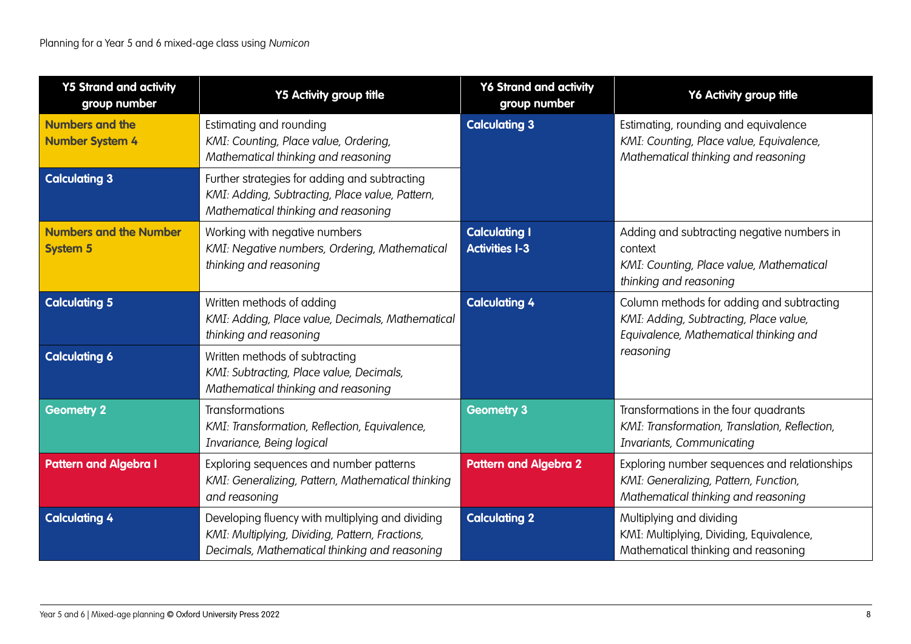| Y5 Strand and activity group number | Y5 Activity group title | Y6 Strand and activity group number | Y6 Activity group title |
|---|---|---|---|
| **Numbers and the Number System 4** | Estimating and rounding<br>*KMI: Counting, Place value, Ordering, Mathematical thinking and reasoning* | **Calculating 3** | Estimating, rounding and equivalence<br>*KMI: Counting, Place value, Equivalence, Mathematical thinking and reasoning* |
| **Calculating 3** | Further strategies for adding and subtracting<br>*KMI: Adding, Subtracting, Place value, Pattern, Mathematical thinking and reasoning* | | |
| **Numbers and the Number System 5** | Working with negative numbers<br>*KMI: Negative numbers, Ordering, Mathematical thinking and reasoning* | **Calculating 1 Activities 1-3** | Adding and subtracting negative numbers in context<br>*KMI: Counting, Place value, Mathematical thinking and reasoning* |
| **Calculating 5** | Written methods of adding<br>*KMI: Adding, Place value, Decimals, Mathematical thinking and reasoning* | **Calculating 4** | Column methods for adding and subtracting<br>*KMI: Adding, Subtracting, Place value, Equivalence, Mathematical thinking and reasoning* |
| **Calculating 6** | Written methods of subtracting<br>*KMI: Subtracting, Place value, Decimals, Mathematical thinking and reasoning* | | |
| **Geometry 2** | Transformations<br>*KMI: Transformation, Reflection, Equivalence, Invariance, Being logical* | **Geometry 3** | Transformations in the four quadrants<br>*KMI: Transformation, Translation, Reflection, Invariants, Communicating* |
| **Pattern and Algebra 1** | Exploring sequences and number patterns<br>*KMI: Generalizing, Pattern, Mathematical thinking and reasoning* | **Pattern and Algebra 2** | Exploring number sequences and relationships<br>*KMI: Generalizing, Pattern, Function, Mathematical thinking and reasoning* |
| **Calculating 4** | Developing fluency with multiplying and dividing<br>*KMI: Multiplying, Dividing, Pattern, Fractions, Decimals, Mathematical thinking and reasoning* | **Calculating 2** | Multiplying and dividing<br>KMI: Multiplying, Dividing, Equivalence, Mathematical thinking and reasoning |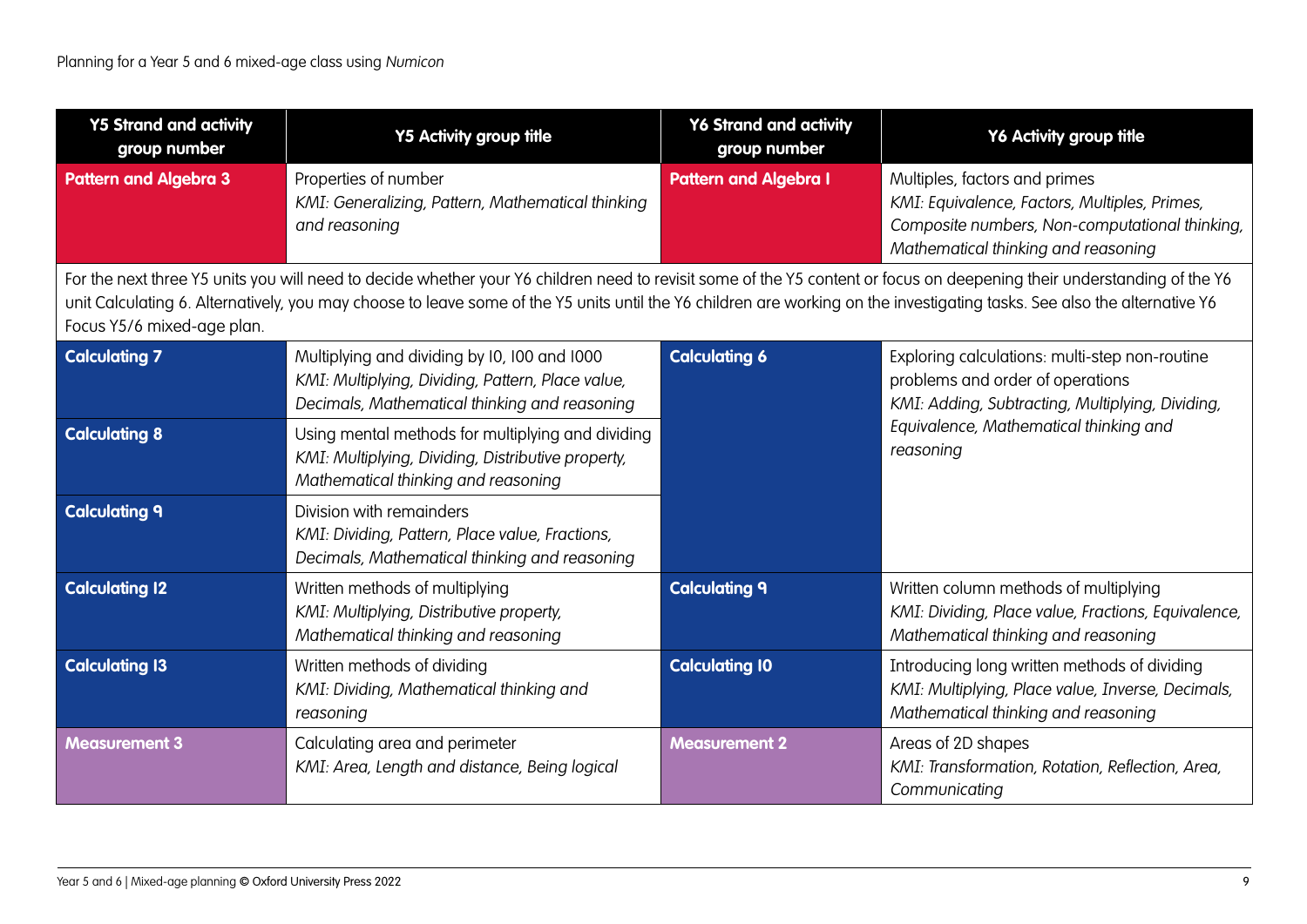| Y5 Strand and activity group number | Y5 Activity group title | Y6 Strand and activity group number | Y6 Activity group title |
| --- | --- | --- | --- |
| **Pattern and Algebra 3** | Properties of number<br>*KMI: Generalizing, Pattern, Mathematical thinking and reasoning* | **Pattern and Algebra 1** | Multiples, factors and primes<br>*KMI: Equivalence, Factors, Multiples, Primes, Composite numbers, Non-computational thinking, Mathematical thinking and reasoning* |
| For the next three Y5 units you will need to decide whether your Y6 children need to revisit some of the Y5 content or focus on deepening their understanding of the Y6 unit Calculating 6. Alternatively, you may choose to leave some of the Y5 units until the Y6 children are working on the investigating tasks. See also the alternative Y6 Focus Y5/6 mixed-age plan. | | | |
| **Calculating 7** | Multiplying and dividing by 10, 100 and 1000<br>*KMI: Multiplying, Dividing, Pattern, Place value, Decimals, Mathematical thinking and reasoning* | **Calculating 6** | Exploring calculations: multi-step non-routine problems and order of operations<br>*KMI: Adding, Subtracting, Multiplying, Dividing, Equivalence, Mathematical thinking and reasoning* |
| **Calculating 8** | Using mental methods for multiplying and dividing<br>*KMI: Multiplying, Dividing, Distributive property, Mathematical thinking and reasoning* | | |
| **Calculating 9** | Division with remainders<br>*KMI: Dividing, Pattern, Place value, Fractions, Decimals, Mathematical thinking and reasoning* | | |
| **Calculating 12** | Written methods of multiplying<br>*KMI: Multiplying, Distributive property, Mathematical thinking and reasoning* | **Calculating 9** | Written column methods of multiplying<br>*KMI: Dividing, Place value, Fractions, Equivalence, Mathematical thinking and reasoning* |
| **Calculating 13** | Written methods of dividing<br>*KMI: Dividing, Mathematical thinking and reasoning* | **Calculating 10** | Introducing long written methods of dividing<br>*KMI: Multiplying, Place value, Inverse, Decimals, Mathematical thinking and reasoning* |
| **Measurement 3** | Calculating area and perimeter<br>*KMI: Area, Length and distance, Being logical* | **Measurement 2** | Areas of 2D shapes<br>*KMI: Transformation, Rotation, Reflection, Area, Communicating* |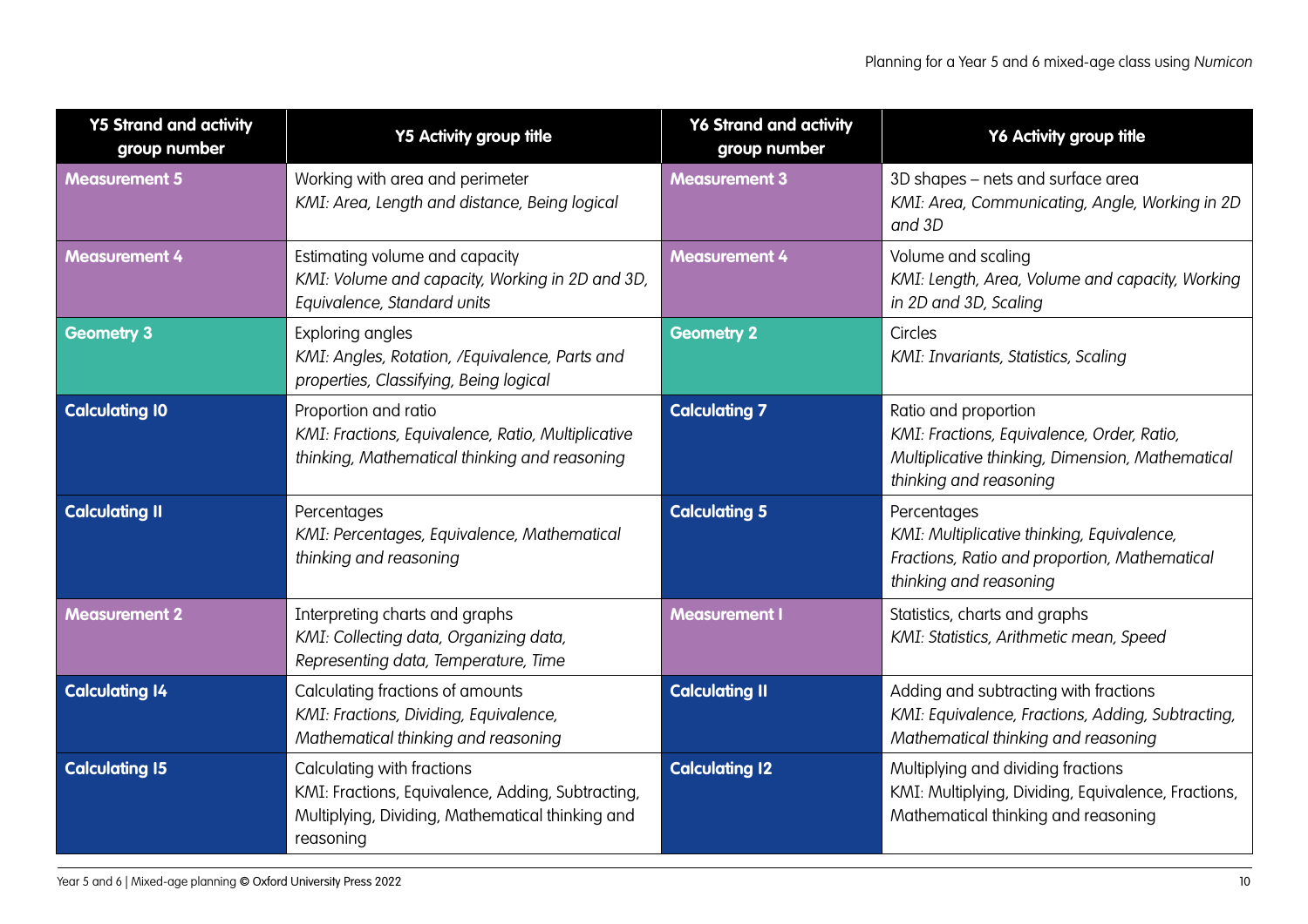| Y5 Strand and activity group number | Y5 Activity group title | Y6 Strand and activity group number | Y6 Activity group title |
|---|---|---|---|
| **Measurement 5** | Working with area and perimeter<br>*KMI: Area, Length and distance, Being logical* | **Measurement 3** | 3D shapes – nets and surface area<br>*KMI: Area, Communicating, Angle, Working in 2D and 3D* |
| **Measurement 4** | Estimating volume and capacity<br>*KMI: Volume and capacity, Working in 2D and 3D, Equivalence, Standard units* | **Measurement 4** | Volume and scaling<br>*KMI: Length, Area, Volume and capacity, Working in 2D and 3D, Scaling* |
| **Geometry 3** | Exploring angles<br>*KMI: Angles, Rotation, /Equivalence, Parts and properties, Classifying, Being logical* | **Geometry 2** | Circles<br>*KMI: Invariants, Statistics, Scaling* |
| **Calculating 10** | Proportion and ratio<br>*KMI: Fractions, Equivalence, Ratio, Multiplicative thinking, Mathematical thinking and reasoning* | **Calculating 7** | Ratio and proportion<br>*KMI: Fractions, Equivalence, Order, Ratio, Multiplicative thinking, Dimension, Mathematical thinking and reasoning* |
| **Calculating 11** | Percentages<br>*KMI: Percentages, Equivalence, Mathematical thinking and reasoning* | **Calculating 5** | Percentages<br>*KMI: Multiplicative thinking, Equivalence, Fractions, Ratio and proportion, Mathematical thinking and reasoning* |
| **Measurement 2** | Interpreting charts and graphs<br>*KMI: Collecting data, Organizing data, Representing data, Temperature, Time* | **Measurement 1** | Statistics, charts and graphs<br>*KMI: Statistics, Arithmetic mean, Speed* |
| **Calculating 14** | Calculating fractions of amounts<br>*KMI: Fractions, Dividing, Equivalence, Mathematical thinking and reasoning* | **Calculating 11** | Adding and subtracting with fractions<br>*KMI: Equivalence, Fractions, Adding, Subtracting, Mathematical thinking and reasoning* |
| **Calculating 15** | Calculating with fractions<br>KMI: Fractions, Equivalence, Adding, Subtracting, Multiplying, Dividing, Mathematical thinking and reasoning | **Calculating 12** | Multiplying and dividing fractions<br>KMI: Multiplying, Dividing, Equivalence, Fractions, Mathematical thinking and reasoning |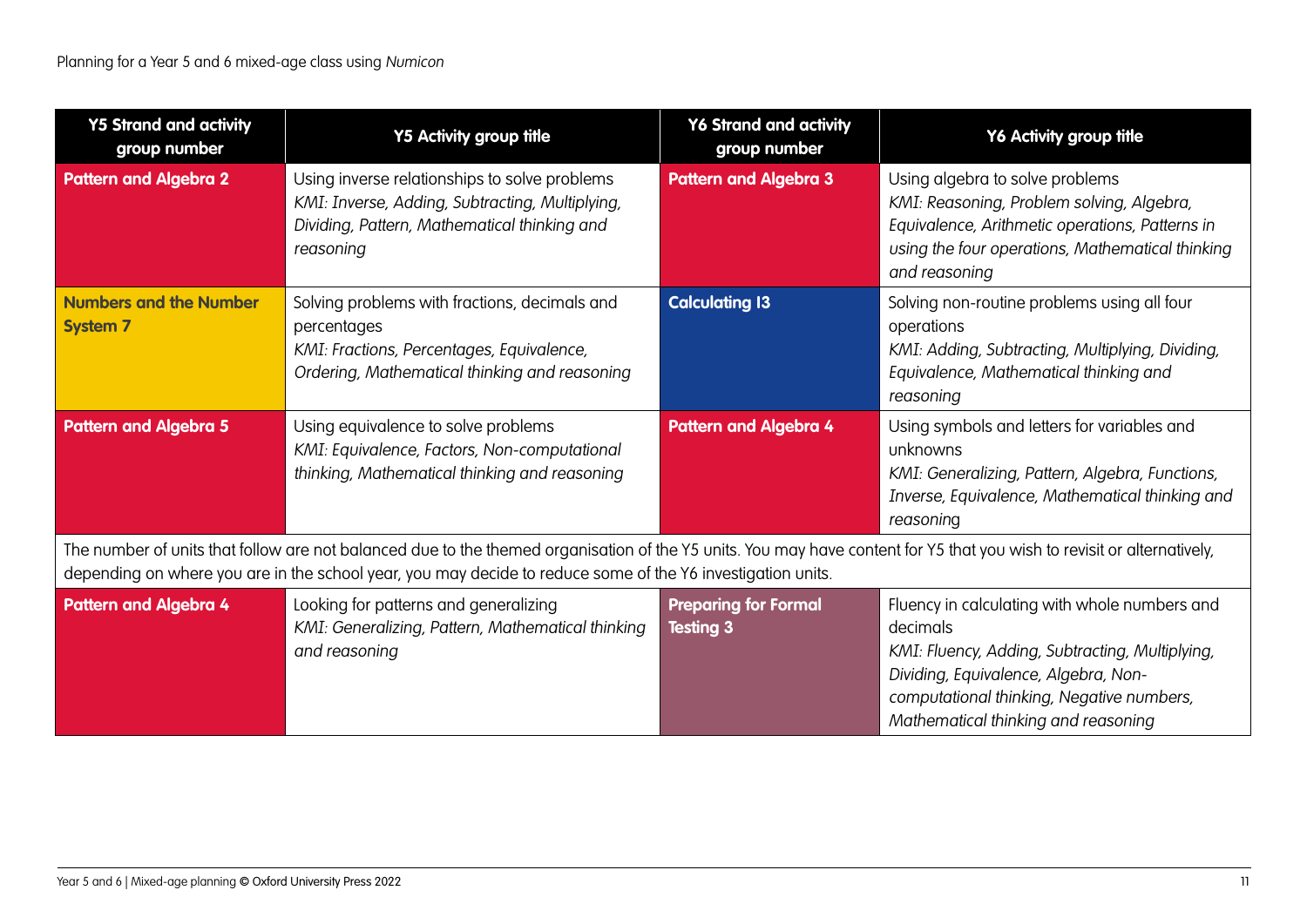| Y5 Strand and activity group number | Y5 Activity group title | Y6 Strand and activity group number | Y6 Activity group title |
|---|---|---|---|
| **Pattern and Algebra 2** | Using inverse relationships to solve problems<br>*KMI: Inverse, Adding, Subtracting, Multiplying, Dividing, Pattern, Mathematical thinking and reasoning* | **Pattern and Algebra 3** | Using algebra to solve problems<br>*KMI: Reasoning, Problem solving, Algebra, Equivalence, Arithmetic operations, Patterns in using the four operations, Mathematical thinking and reasoning* |
| **Numbers and the Number System 7** | Solving problems with fractions, decimals and percentages<br>*KMI: Fractions, Percentages, Equivalence, Ordering, Mathematical thinking and reasoning* | **Calculating 13** | Solving non-routine problems using all four operations<br>*KMI: Adding, Subtracting, Multiplying, Dividing, Equivalence, Mathematical thinking and reasoning* |
| **Pattern and Algebra 5** | Using equivalence to solve problems<br>*KMI: Equivalence, Factors, Non-computational thinking, Mathematical thinking and reasoning* | **Pattern and Algebra 4** | Using symbols and letters for variables and unknowns<br>*KMI: Generalizing, Pattern, Algebra, Functions, Inverse, Equivalence, Mathematical thinking and reasoning* |
| The number of units that follow are not balanced due to the themed organisation of the Y5 units. You may have content for Y5 that you wish to revisit or alternatively, depending on where you are in the school year, you may decide to reduce some of the Y6 investigation units. | | | |
| **Pattern and Algebra 4** | Looking for patterns and generalizing<br>*KMI: Generalizing, Pattern, Mathematical thinking and reasoning* | **Preparing for Formal Testing 3** | Fluency in calculating with whole numbers and decimals<br>*KMI: Fluency, Adding, Subtracting, Multiplying, Dividing, Equivalence, Algebra, Non-computational thinking, Negative numbers, Mathematical thinking and reasoning* |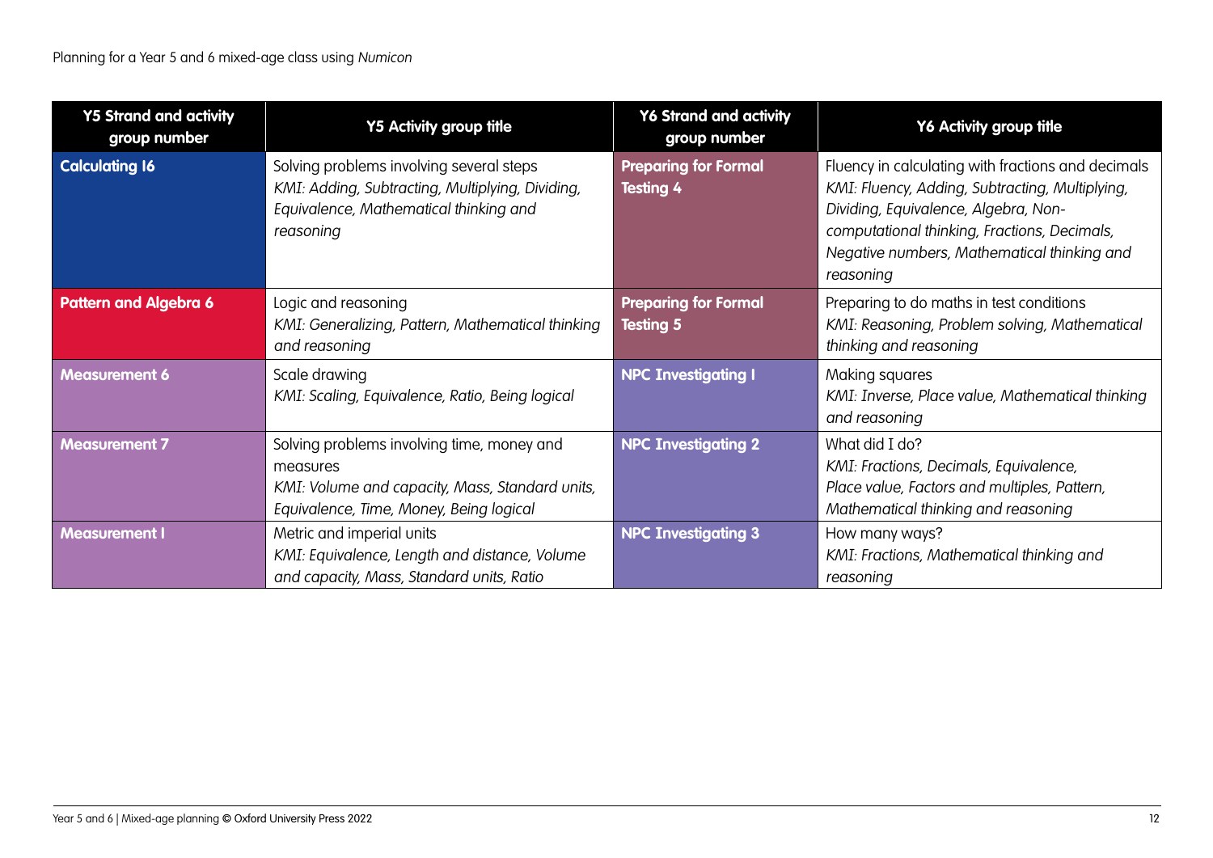| Y5 Strand and activity group number | Y5 Activity group title | Y6 Strand and activity group number | Y6 Activity group title |
|---|---|---|---|
| **Calculating 16** | Solving problems involving several steps<br>*KMI: Adding, Subtracting, Multiplying, Dividing, Equivalence, Mathematical thinking and reasoning* | **Preparing for Formal Testing 4** | Fluency in calculating with fractions and decimals<br>*KMI: Fluency, Adding, Subtracting, Multiplying, Dividing, Equivalence, Algebra, Non-computational thinking, Fractions, Decimals, Negative numbers, Mathematical thinking and reasoning* |
| **Pattern and Algebra 6** | Logic and reasoning<br>*KMI: Generalizing, Pattern, Mathematical thinking and reasoning* | **Preparing for Formal Testing 5** | Preparing to do maths in test conditions<br>*KMI: Reasoning, Problem solving, Mathematical thinking and reasoning* |
| **Measurement 6** | Scale drawing<br>*KMI: Scaling, Equivalence, Ratio, Being logical* | **NPC Investigating 1** | Making squares<br>*KMI: Inverse, Place value, Mathematical thinking and reasoning* |
| **Measurement 7** | Solving problems involving time, money and measures<br>*KMI: Volume and capacity, Mass, Standard units, Equivalence, Time, Money, Being logical* | **NPC Investigating 2** | What did I do?<br>*KMI: Fractions, Decimals, Equivalence, Place value, Factors and multiples, Pattern, Mathematical thinking and reasoning* |
| **Measurement 1** | Metric and imperial units<br>*KMI: Equivalence, Length and distance, Volume and capacity, Mass, Standard units, Ratio* | **NPC Investigating 3** | How many ways?<br>*KMI: Fractions, Mathematical thinking and reasoning* |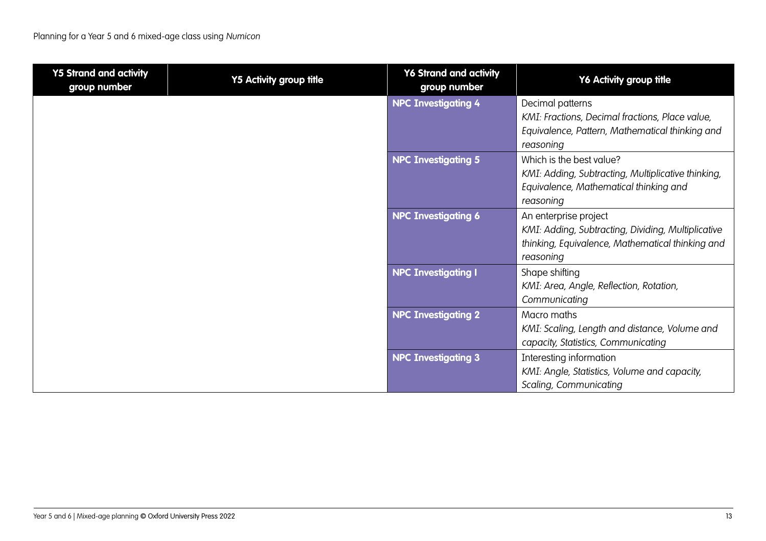| Y5 Strand and activity group number | Y5 Activity group title | Y6 Strand and activity group number | Y6 Activity group title |
|---|---|---|---|
| | | **NPC Investigating 4** | Decimal patterns<br>*KMI: Fractions, Decimal fractions, Place value, Equivalence, Pattern, Mathematical thinking and reasoning* |
| | | **NPC Investigating 5** | Which is the best value?<br>*KMI: Adding, Subtracting, Multiplicative thinking, Equivalence, Mathematical thinking and reasoning* |
| | | **NPC Investigating 6** | An enterprise project<br>*KMI: Adding, Subtracting, Dividing, Multiplicative thinking, Equivalence, Mathematical thinking and reasoning* |
| | | **NPC Investigating 1** | Shape shifting<br>*KMI: Area, Angle, Reflection, Rotation, Communicating* |
| | | **NPC Investigating 2** | Macro maths<br>*KMI: Scaling, Length and distance, Volume and capacity, Statistics, Communicating* |
| | | **NPC Investigating 3** | Interesting information<br>*KMI: Angle, Statistics, Volume and capacity, Scaling, Communicating* |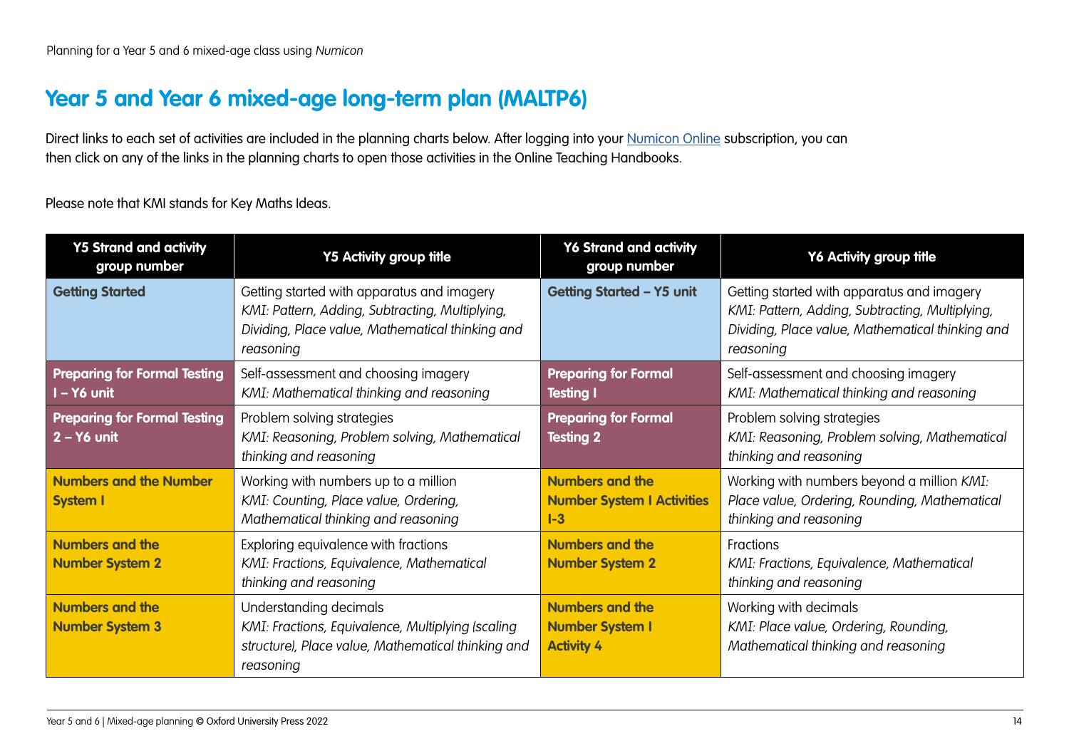# Year 5 and Year 6 mixed-age long-term plan (MALTP6)

Direct links to each set of activities are included in the planning charts below. After logging into your Numicon Online subscription, you can then click on any of the links in the planning charts to open those activities in the Online Teaching Handbooks.

Please note that KMI stands for Key Maths Ideas.

| Y5 Strand and activity group number | Y5 Activity group title | Y6 Strand and activity group number | Y6 Activity group title |
|---|---|---|---|
| **Getting Started** | Getting started with apparatus and imagery *KMI: Pattern, Adding, Subtracting, Multiplying, Dividing, Place value, Mathematical thinking and reasoning* | **Getting Started – Y5 unit** | Getting started with apparatus and imagery *KMI: Pattern, Adding, Subtracting, Multiplying, Dividing, Place value, Mathematical thinking and reasoning* |
| **Preparing for Formal Testing 1 – Y6 unit** | Self-assessment and choosing imagery *KMI: Mathematical thinking and reasoning* | **Preparing for Formal Testing 1** | Self-assessment and choosing imagery *KMI: Mathematical thinking and reasoning* |
| **Preparing for Formal Testing 2 – Y6 unit** | Problem solving strategies *KMI: Reasoning, Problem solving, Mathematical thinking and reasoning* | **Preparing for Formal Testing 2** | Problem solving strategies *KMI: Reasoning, Problem solving, Mathematical thinking and reasoning* |
| **Numbers and the Number System 1** | Working with numbers up to a million *KMI: Counting, Place value, Ordering, Mathematical thinking and reasoning* | **Numbers and the Number System 1 Activities 1-3** | Working with numbers beyond a million *KMI: Place value, Ordering, Rounding, Mathematical thinking and reasoning* |
| **Numbers and the Number System 2** | Exploring equivalence with fractions *KMI: Fractions, Equivalence, Mathematical thinking and reasoning* | **Numbers and the Number System 2** | Fractions *KMI: Fractions, Equivalence, Mathematical thinking and reasoning* |
| **Numbers and the Number System 3** | Understanding decimals *KMI: Fractions, Equivalence, Multiplying (scaling structure), Place value, Mathematical thinking and reasoning* | **Numbers and the Number System 1 Activity 4** | Working with decimals *KMI: Place value, Ordering, Rounding, Mathematical thinking and reasoning* |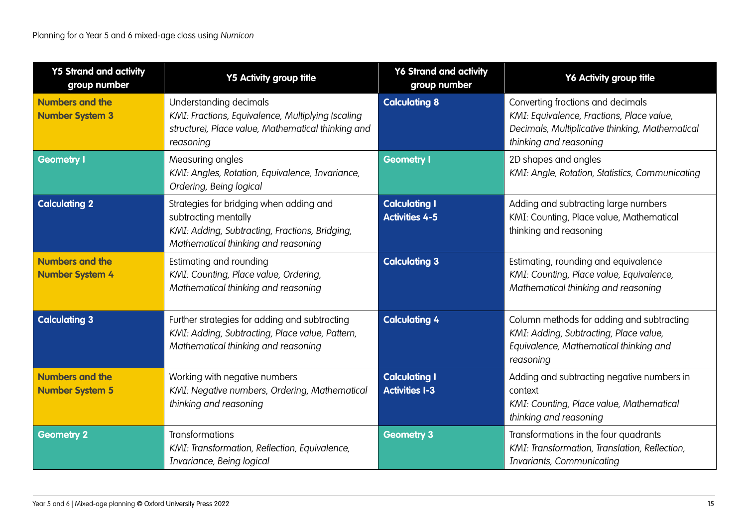| Y5 Strand and activity group number | Y5 Activity group title | Y6 Strand and activity group number | Y6 Activity group title |
|---|---|---|---|
| **Numbers and the Number System 3** | Understanding decimals<br>*KMI: Fractions, Equivalence, Multiplying (scaling structure), Place value, Mathematical thinking and reasoning* | **Calculating 8** | Converting fractions and decimals<br>*KMI: Equivalence, Fractions, Place value, Decimals, Multiplicative thinking, Mathematical thinking and reasoning* |
| **Geometry 1** | Measuring angles<br>*KMI: Angles, Rotation, Equivalence, Invariance, Ordering, Being logical* | **Geometry 1** | 2D shapes and angles<br>*KMI: Angle, Rotation, Statistics, Communicating* |
| **Calculating 2** | Strategies for bridging when adding and subtracting mentally<br>*KMI: Adding, Subtracting, Fractions, Bridging, Mathematical thinking and reasoning* | **Calculating 1 Activities 4-5** | Adding and subtracting large numbers<br>KMI: Counting, Place value, Mathematical thinking and reasoning |
| **Numbers and the Number System 4** | Estimating and rounding<br>*KMI: Counting, Place value, Ordering, Mathematical thinking and reasoning* | **Calculating 3** | Estimating, rounding and equivalence<br>*KMI: Counting, Place value, Equivalence, Mathematical thinking and reasoning* |
| **Calculating 3** | Further strategies for adding and subtracting<br>*KMI: Adding, Subtracting, Place value, Pattern, Mathematical thinking and reasoning* | **Calculating 4** | Column methods for adding and subtracting<br>*KMI: Adding, Subtracting, Place value, Equivalence, Mathematical thinking and reasoning* |
| **Numbers and the Number System 5** | Working with negative numbers<br>*KMI: Negative numbers, Ordering, Mathematical thinking and reasoning* | **Calculating 1 Activities 1-3** | Adding and subtracting negative numbers in context<br>*KMI: Counting, Place value, Mathematical thinking and reasoning* |
| **Geometry 2** | Transformations<br>*KMI: Transformation, Reflection, Equivalence, Invariance, Being logical* | **Geometry 3** | Transformations in the four quadrants<br>*KMI: Transformation, Translation, Reflection, Invariants, Communicating* |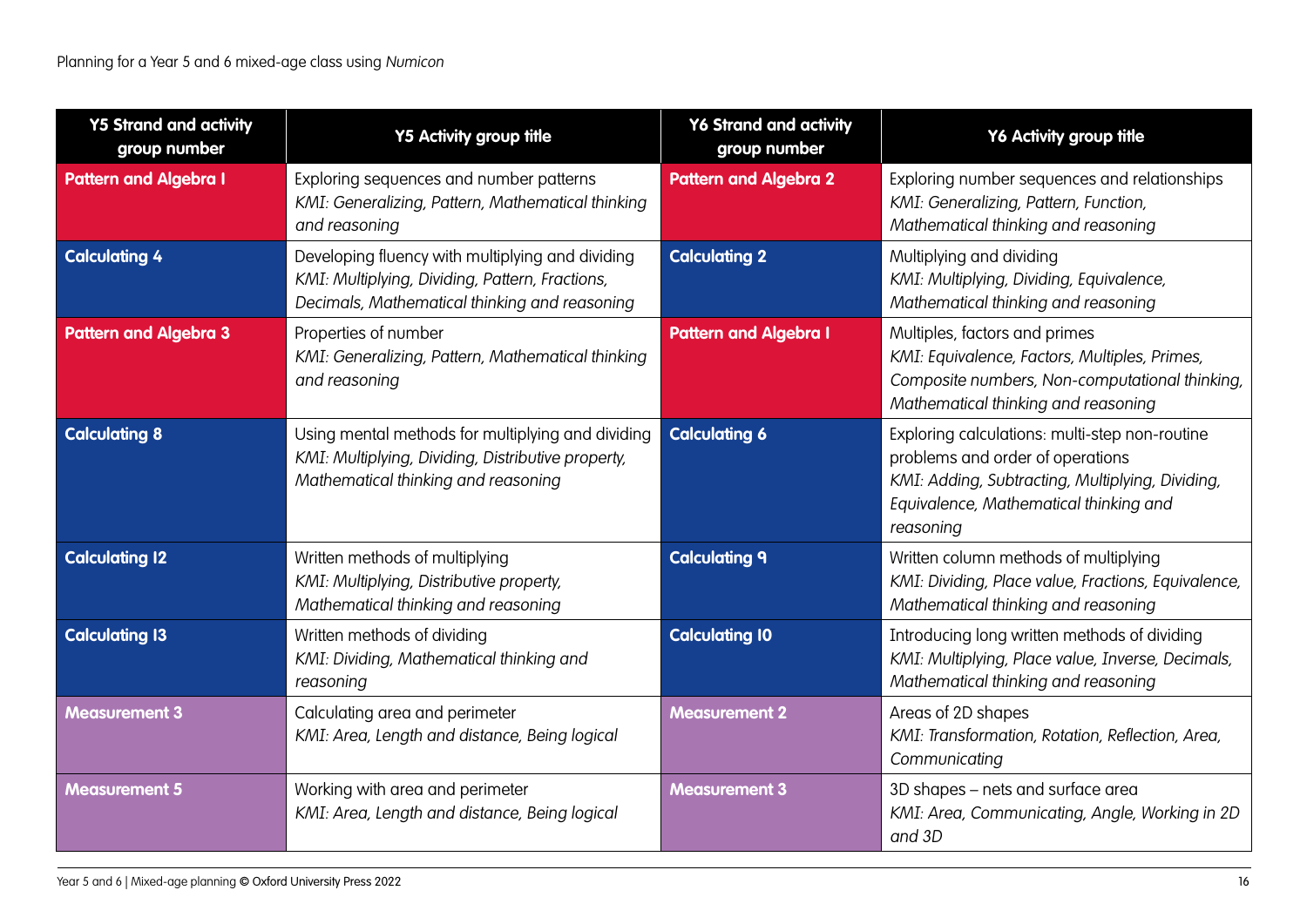| Y5 Strand and activity group number | Y5 Activity group title | Y6 Strand and activity group number | Y6 Activity group title |
|---|---|---|---|
| **Pattern and Algebra 1** | Exploring sequences and number patterns *KMI: Generalizing, Pattern, Mathematical thinking and reasoning* | **Pattern and Algebra 2** | Exploring number sequences and relationships *KMI: Generalizing, Pattern, Function, Mathematical thinking and reasoning* |
| **Calculating 4** | Developing fluency with multiplying and dividing *KMI: Multiplying, Dividing, Pattern, Fractions, Decimals, Mathematical thinking and reasoning* | **Calculating 2** | Multiplying and dividing *KMI: Multiplying, Dividing, Equivalence, Mathematical thinking and reasoning* |
| **Pattern and Algebra 3** | Properties of number *KMI: Generalizing, Pattern, Mathematical thinking and reasoning* | **Pattern and Algebra 1** | Multiples, factors and primes *KMI: Equivalence, Factors, Multiples, Primes, Composite numbers, Non-computational thinking, Mathematical thinking and reasoning* |
| **Calculating 8** | Using mental methods for multiplying and dividing *KMI: Multiplying, Dividing, Distributive property, Mathematical thinking and reasoning* | **Calculating 6** | Exploring calculations: multi-step non-routine problems and order of operations *KMI: Adding, Subtracting, Multiplying, Dividing, Equivalence, Mathematical thinking and reasoning* |
| **Calculating 12** | Written methods of multiplying *KMI: Multiplying, Distributive property, Mathematical thinking and reasoning* | **Calculating 9** | Written column methods of multiplying *KMI: Dividing, Place value, Fractions, Equivalence, Mathematical thinking and reasoning* |
| **Calculating 13** | Written methods of dividing *KMI: Dividing, Mathematical thinking and reasoning* | **Calculating 10** | Introducing long written methods of dividing *KMI: Multiplying, Place value, Inverse, Decimals, Mathematical thinking and reasoning* |
| **Measurement 3** | Calculating area and perimeter *KMI: Area, Length and distance, Being logical* | **Measurement 2** | Areas of 2D shapes *KMI: Transformation, Rotation, Reflection, Area, Communicating* |
| **Measurement 5** | Working with area and perimeter *KMI: Area, Length and distance, Being logical* | **Measurement 3** | 3D shapes – nets and surface area *KMI: Area, Communicating, Angle, Working in 2D and 3D* |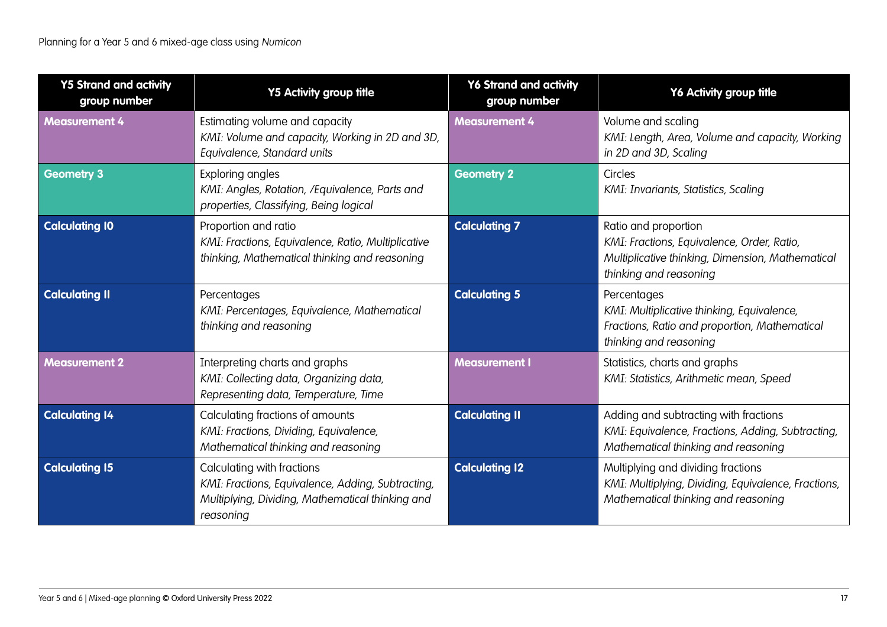| Y5 Strand and activity group number | Y5 Activity group title | Y6 Strand and activity group number | Y6 Activity group title |
|---|---|---|---|
| **Measurement 4** | Estimating volume and capacity<br>*KMI: Volume and capacity, Working in 2D and 3D, Equivalence, Standard units* | **Measurement 4** | Volume and scaling<br>*KMI: Length, Area, Volume and capacity, Working in 2D and 3D, Scaling* |
| **Geometry 3** | Exploring angles<br>*KMI: Angles, Rotation, /Equivalence, Parts and properties, Classifying, Being logical* | **Geometry 2** | Circles<br>*KMI: Invariants, Statistics, Scaling* |
| **Calculating 10** | Proportion and ratio<br>*KMI: Fractions, Equivalence, Ratio, Multiplicative thinking, Mathematical thinking and reasoning* | **Calculating 7** | Ratio and proportion<br>*KMI: Fractions, Equivalence, Order, Ratio, Multiplicative thinking, Dimension, Mathematical thinking and reasoning* |
| **Calculating 11** | Percentages<br>*KMI: Percentages, Equivalence, Mathematical thinking and reasoning* | **Calculating 5** | Percentages<br>*KMI: Multiplicative thinking, Equivalence, Fractions, Ratio and proportion, Mathematical thinking and reasoning* |
| **Measurement 2** | Interpreting charts and graphs<br>*KMI: Collecting data, Organizing data, Representing data, Temperature, Time* | **Measurement 1** | Statistics, charts and graphs<br>*KMI: Statistics, Arithmetic mean, Speed* |
| **Calculating 14** | Calculating fractions of amounts<br>*KMI: Fractions, Dividing, Equivalence, Mathematical thinking and reasoning* | **Calculating 11** | Adding and subtracting with fractions<br>*KMI: Equivalence, Fractions, Adding, Subtracting, Mathematical thinking and reasoning* |
| **Calculating 15** | Calculating with fractions<br>*KMI: Fractions, Equivalence, Adding, Subtracting, Multiplying, Dividing, Mathematical thinking and reasoning* | **Calculating 12** | Multiplying and dividing fractions<br>*KMI: Multiplying, Dividing, Equivalence, Fractions, Mathematical thinking and reasoning* |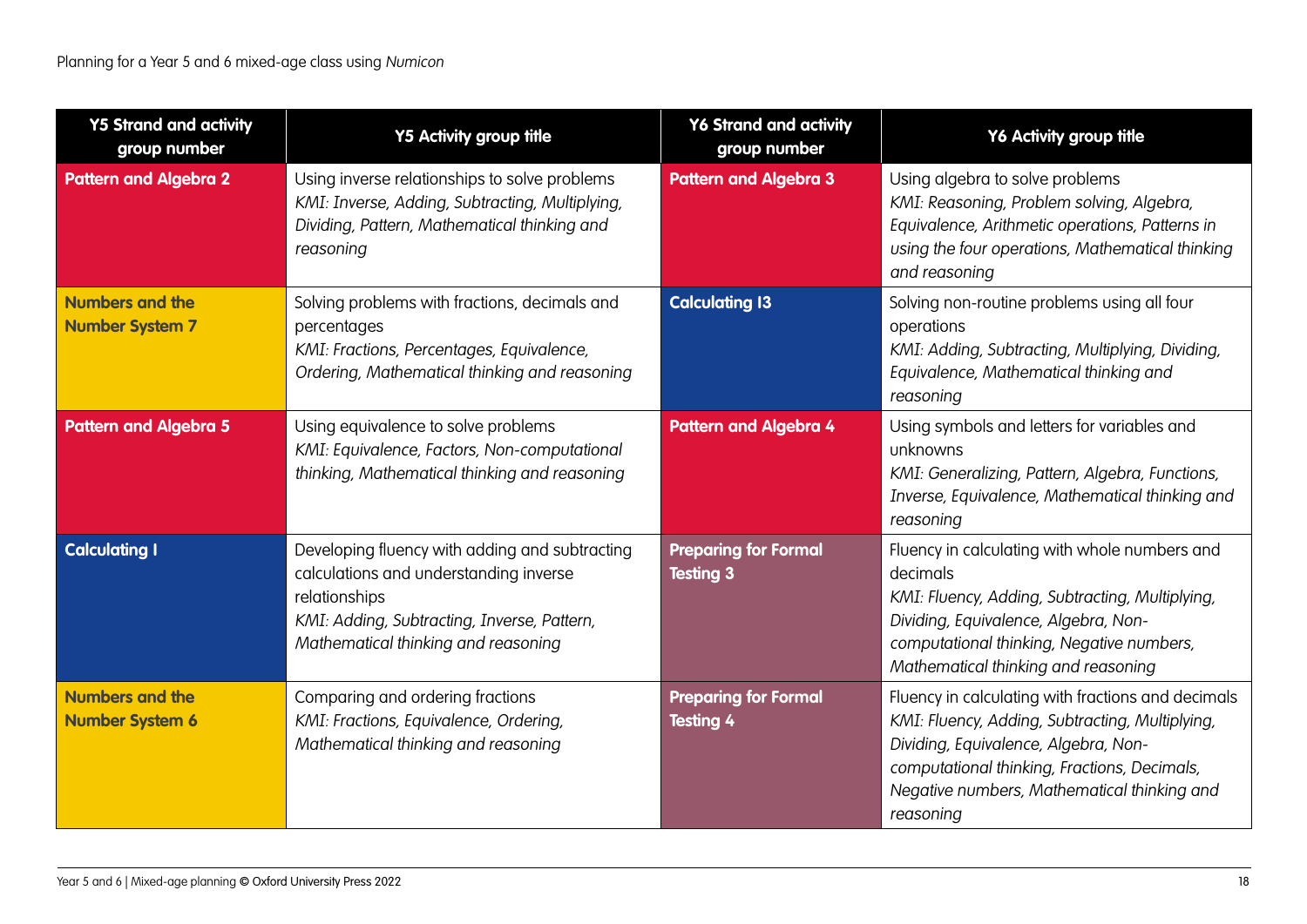| Y5 Strand and activity group number | Y5 Activity group title | Y6 Strand and activity group number | Y6 Activity group title |
|---|---|---|---|
| **Pattern and Algebra 2** | Using inverse relationships to solve problems<br>*KMI: Inverse, Adding, Subtracting, Multiplying, Dividing, Pattern, Mathematical thinking and reasoning* | **Pattern and Algebra 3** | Using algebra to solve problems<br>*KMI: Reasoning, Problem solving, Algebra, Equivalence, Arithmetic operations, Patterns in using the four operations, Mathematical thinking and reasoning* |
| **Numbers and the Number System 7** | Solving problems with fractions, decimals and percentages<br>*KMI: Fractions, Percentages, Equivalence, Ordering, Mathematical thinking and reasoning* | **Calculating 13** | Solving non-routine problems using all four operations<br>*KMI: Adding, Subtracting, Multiplying, Dividing, Equivalence, Mathematical thinking and reasoning* |
| **Pattern and Algebra 5** | Using equivalence to solve problems<br>*KMI: Equivalence, Factors, Non-computational thinking, Mathematical thinking and reasoning* | **Pattern and Algebra 4** | Using symbols and letters for variables and unknowns<br>*KMI: Generalizing, Pattern, Algebra, Functions, Inverse, Equivalence, Mathematical thinking and reasoning* |
| **Calculating 1** | Developing fluency with adding and subtracting calculations and understanding inverse relationships<br>*KMI: Adding, Subtracting, Inverse, Pattern, Mathematical thinking and reasoning* | **Preparing for Formal Testing 3** | Fluency in calculating with whole numbers and decimals<br>*KMI: Fluency, Adding, Subtracting, Multiplying, Dividing, Equivalence, Algebra, Non-computational thinking, Negative numbers, Mathematical thinking and reasoning* |
| **Numbers and the Number System 6** | Comparing and ordering fractions<br>*KMI: Fractions, Equivalence, Ordering, Mathematical thinking and reasoning* | **Preparing for Formal Testing 4** | Fluency in calculating with fractions and decimals<br>*KMI: Fluency, Adding, Subtracting, Multiplying, Dividing, Equivalence, Algebra, Non-computational thinking, Fractions, Decimals, Negative numbers, Mathematical thinking and reasoning* |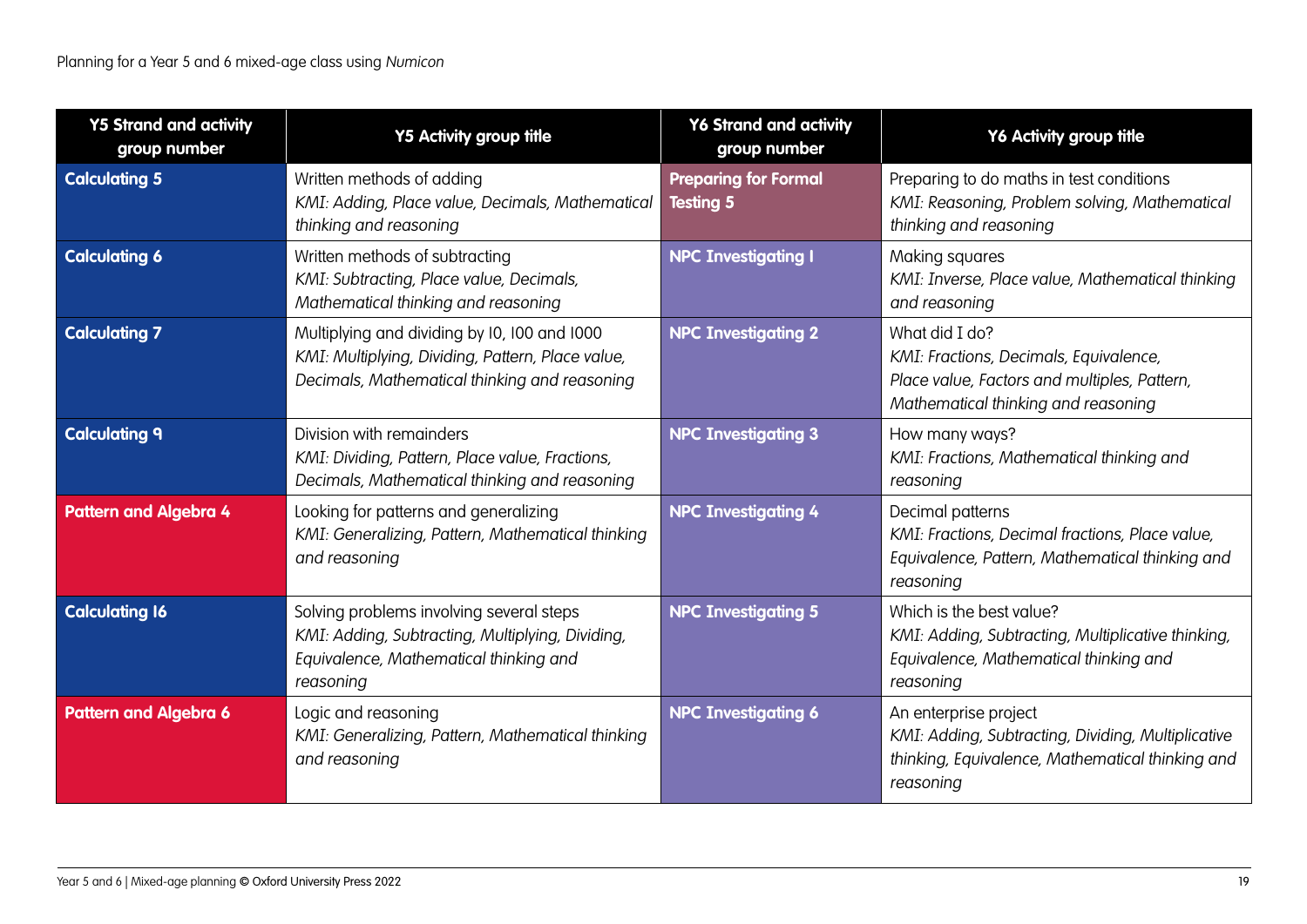| Y5 Strand and activity group number | Y5 Activity group title | Y6 Strand and activity group number | Y6 Activity group title |
|---|---|---|---|
| **Calculating 5** | Written methods of adding<br>*KMI: Adding, Place value, Decimals, Mathematical thinking and reasoning* | **Preparing for Formal Testing 5** | Preparing to do maths in test conditions<br>*KMI: Reasoning, Problem solving, Mathematical thinking and reasoning* |
| **Calculating 6** | Written methods of subtracting<br>*KMI: Subtracting, Place value, Decimals, Mathematical thinking and reasoning* | **NPC Investigating 1** | Making squares<br>*KMI: Inverse, Place value, Mathematical thinking and reasoning* |
| **Calculating 7** | Multiplying and dividing by 10, 100 and 1000<br>*KMI: Multiplying, Dividing, Pattern, Place value, Decimals, Mathematical thinking and reasoning* | **NPC Investigating 2** | What did I do?<br>*KMI: Fractions, Decimals, Equivalence, Place value, Factors and multiples, Pattern, Mathematical thinking and reasoning* |
| **Calculating 9** | Division with remainders<br>*KMI: Dividing, Pattern, Place value, Fractions, Decimals, Mathematical thinking and reasoning* | **NPC Investigating 3** | How many ways?<br>*KMI: Fractions, Mathematical thinking and reasoning* |
| **Pattern and Algebra 4** | Looking for patterns and generalizing<br>*KMI: Generalizing, Pattern, Mathematical thinking and reasoning* | **NPC Investigating 4** | Decimal patterns<br>*KMI: Fractions, Decimal fractions, Place value, Equivalence, Pattern, Mathematical thinking and reasoning* |
| **Calculating 16** | Solving problems involving several steps<br>*KMI: Adding, Subtracting, Multiplying, Dividing, Equivalence, Mathematical thinking and reasoning* | **NPC Investigating 5** | Which is the best value?<br>*KMI: Adding, Subtracting, Multiplicative thinking, Equivalence, Mathematical thinking and reasoning* |
| **Pattern and Algebra 6** | Logic and reasoning<br>*KMI: Generalizing, Pattern, Mathematical thinking and reasoning* | **NPC Investigating 6** | An enterprise project<br>*KMI: Adding, Subtracting, Dividing, Multiplicative thinking, Equivalence, Mathematical thinking and reasoning* |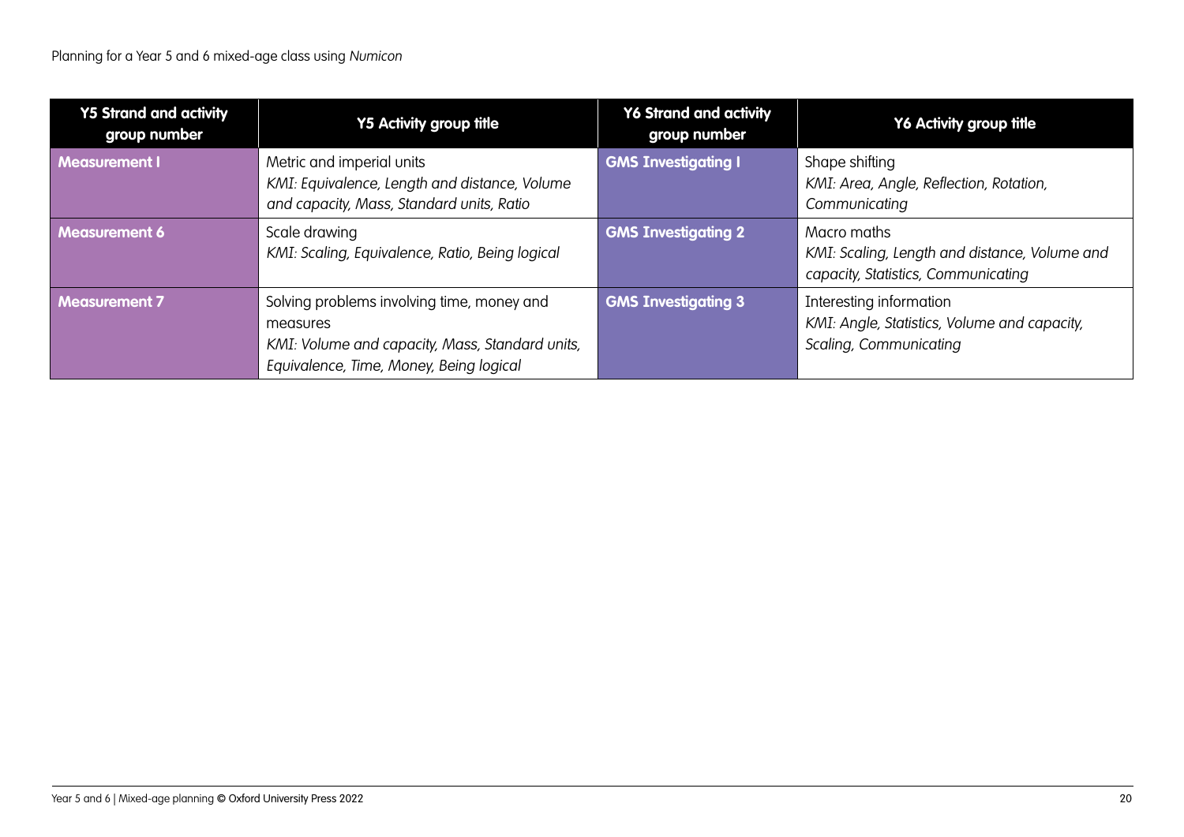| Y5 Strand and activity group number | Y5 Activity group title | Y6 Strand and activity group number | Y6 Activity group title |
|---|---|---|---|
| **Measurement 1** | Metric and imperial units<br>*KMI: Equivalence, Length and distance, Volume and capacity, Mass, Standard units, Ratio* | **GMS Investigating 1** | Shape shifting<br>*KMI: Area, Angle, Reflection, Rotation, Communicating* |
| **Measurement 6** | Scale drawing<br>*KMI: Scaling, Equivalence, Ratio, Being logical* | **GMS Investigating 2** | Macro maths<br>*KMI: Scaling, Length and distance, Volume and capacity, Statistics, Communicating* |
| **Measurement 7** | Solving problems involving time, money and measures<br>*KMI: Volume and capacity, Mass, Standard units, Equivalence, Time, Money, Being logical* | **GMS Investigating 3** | Interesting information<br>*KMI: Angle, Statistics, Volume and capacity, Scaling, Communicating* |